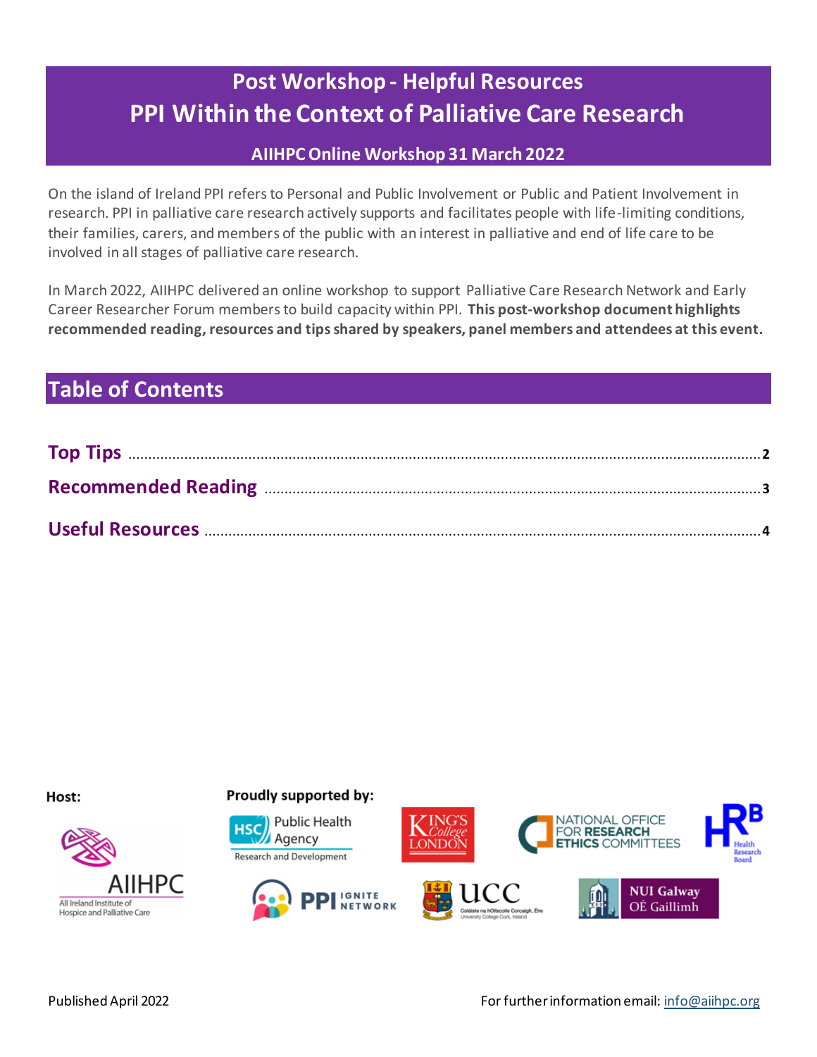# Post Workshop - Helpful Resources

# PPI Within the Context of Palliative Care Research

### AIIHPC Online Workshop 31 March 2022

On the island of Ireland PPI refers to Personal and Public Involvement or Public and Patient Involvement in research. PPI in palliative care research actively supports and facilitates people with life-limiting conditions, their families, carers, and members of the public with an interest in palliative and end of life care to be involved in all stages of palliative care research.

In March 2022, AIIHPC delivered an online workshop to support Palliative Care Research Network and Early Career Researcher Forum members to build capacity within PPI. **This post-workshop document highlights recommended reading, resources and tips shared by speakers, panel members and attendees at this event.**

## Table of Contents

Top Tips .......... 2

Recommended Reading .......... 3

Useful Resources .......... 4

**Host:**

AIIHPC
All Ireland Institute of Hospice and Palliative Care

**Proudly supported by:**

HSC Public Health Agency Research and Development

King's College London

National Office for Research Ethics Committees

HRB Health Research Board

PPI Ignite Network

UCC Coláiste na hOllscoile Corcaigh, Éire University College Cork, Ireland

NUI Galway OÉ Gaillimh

Published April 2022

For further information email: info@aiihpc.org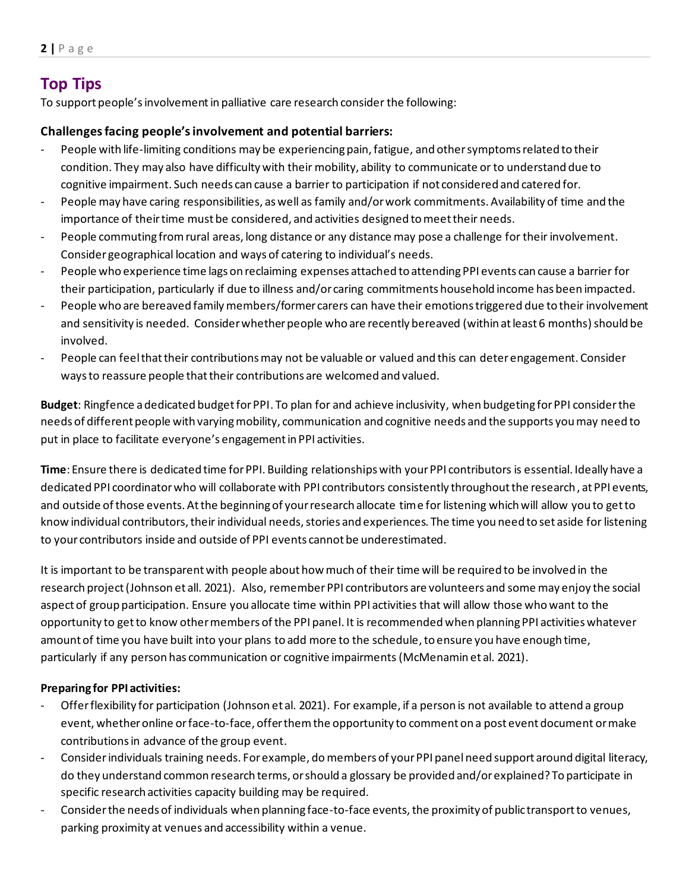## Top Tips

To support people's involvement in palliative care research consider the following:

### Challenges facing people's involvement and potential barriers:

- People with life-limiting conditions may be experiencing pain, fatigue, and other symptoms related to their condition. They may also have difficulty with their mobility, ability to communicate or to understand due to cognitive impairment. Such needs can cause a barrier to participation if not considered and catered for.
- People may have caring responsibilities, as well as family and/or work commitments. Availability of time and the importance of their time must be considered, and activities designed to meet their needs.
- People commuting from rural areas, long distance or any distance may pose a challenge for their involvement. Consider geographical location and ways of catering to individual's needs.
- People who experience time lags on reclaiming expenses attached to attending PPI events can cause a barrier for their participation, particularly if due to illness and/or caring commitments household income has been impacted.
- People who are bereaved family members/former carers can have their emotions triggered due to their involvement and sensitivity is needed. Consider whether people who are recently bereaved (within at least 6 months) should be involved.
- People can feel that their contributions may not be valuable or valued and this can deter engagement. Consider ways to reassure people that their contributions are welcomed and valued.

**Budget**: Ringfence a dedicated budget for PPI. To plan for and achieve inclusivity, when budgeting for PPI consider the needs of different people with varying mobility, communication and cognitive needs and the supports you may need to put in place to facilitate everyone's engagement in PPI activities.

**Time**: Ensure there is dedicated time for PPI. Building relationships with your PPI contributors is essential. Ideally have a dedicated PPI coordinator who will collaborate with PPI contributors consistently throughout the research, at PPI events, and outside of those events. At the beginning of your research allocate time for listening which will allow you to get to know individual contributors, their individual needs, stories and experiences. The time you need to set aside for listening to your contributors inside and outside of PPI events cannot be underestimated.

It is important to be transparent with people about how much of their time will be required to be involved in the research project (Johnson et all. 2021). Also, remember PPI contributors are volunteers and some may enjoy the social aspect of group participation. Ensure you allocate time within PPI activities that will allow those who want to the opportunity to get to know other members of the PPI panel. It is recommended when planning PPI activities whatever amount of time you have built into your plans to add more to the schedule, to ensure you have enough time, particularly if any person has communication or cognitive impairments (McMenamin et al. 2021).

**Preparing for PPI activities:**

- Offer flexibility for participation (Johnson et al. 2021). For example, if a person is not available to attend a group event, whether online or face-to-face, offer them the opportunity to comment on a post event document or make contributions in advance of the group event.
- Consider individuals training needs. For example, do members of your PPI panel need support around digital literacy, do they understand common research terms, or should a glossary be provided and/or explained? To participate in specific research activities capacity building may be required.
- Consider the needs of individuals when planning face-to-face events, the proximity of public transport to venues, parking proximity at venues and accessibility within a venue.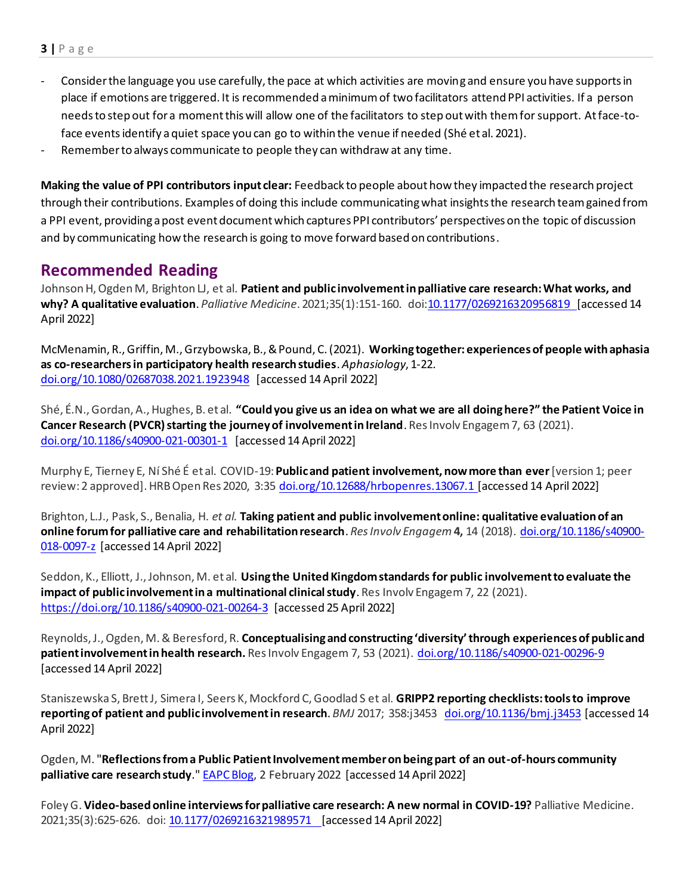- Consider the language you use carefully, the pace at which activities are moving and ensure you have supports in place if emotions are triggered. It is recommended a minimum of two facilitators attend PPI activities. If a person needs to step out for a moment this will allow one of the facilitators to step out with them for support. At face-to-face events identify a quiet space you can go to within the venue if needed (Shé et al. 2021).
- Remember to always communicate to people they can withdraw at any time.

**Making the value of PPI contributors input clear:** Feedback to people about how they impacted the research project through their contributions. Examples of doing this include communicating what insights the research team gained from a PPI event, providing a post event document which captures PPI contributors' perspectives on the topic of discussion and by communicating how the research is going to move forward based on contributions.

## Recommended Reading

Johnson H, Ogden M, Brighton LJ, et al. **Patient and public involvement in palliative care research: What works, and why? A qualitative evaluation**. *Palliative Medicine*. 2021;35(1):151-160. doi:10.1177/0269216320956819 [accessed 14 April 2022]

McMenamin, R., Griffin, M., Grzybowska, B., & Pound, C. (2021). **Working together: experiences of people with aphasia as co-researchers in participatory health research studies**. *Aphasiology*, 1-22. doi.org/10.1080/02687038.2021.1923948 [accessed 14 April 2022]

Shé, É.N., Gordan, A., Hughes, B. et al. **"Could you give us an idea on what we are all doing here?" the Patient Voice in Cancer Research (PVCR) starting the journey of involvement in Ireland**. Res Involv Engagem 7, 63 (2021). doi.org/10.1186/s40900-021-00301-1 [accessed 14 April 2022]

Murphy E, Tierney E, Ní Shé É et al. COVID-19: **Public and patient involvement, now more than ever** [version 1; peer review: 2 approved]. HRB Open Res 2020, 3:35 doi.org/10.12688/hrbopenres.13067.1 [accessed 14 April 2022]

Brighton, L.J., Pask, S., Benalia, H. *et al.* **Taking patient and public involvement online: qualitative evaluation of an online forum for palliative care and rehabilitation research**. *Res Involv Engagem* **4,** 14 (2018). doi.org/10.1186/s40900-018-0097-z [accessed 14 April 2022]

Seddon, K., Elliott, J., Johnson, M. et al. **Using the United Kingdom standards for public involvement to evaluate the impact of public involvement in a multinational clinical study**. Res Involv Engagem 7, 22 (2021). https://doi.org/10.1186/s40900-021-00264-3 [accessed 25 April 2022]

Reynolds, J., Ogden, M. & Beresford, R. **Conceptualising and constructing 'diversity' through experiences of public and patient involvement in health research.** Res Involv Engagem 7, 53 (2021). doi.org/10.1186/s40900-021-00296-9 [accessed 14 April 2022]

Staniszewska S, Brett J, Simera I, Seers K, Mockford C, Goodlad S et al. **GRIPP2 reporting checklists: tools to improve reporting of patient and public involvement in research**. *BMJ* 2017; 358:j3453 doi.org/10.1136/bmj.j3453 [accessed 14 April 2022]

Ogden, M. "**Reflections from a Public Patient Involvement member on being part of an out-of-hours community palliative care research study**." EAPC Blog, 2 February 2022 [accessed 14 April 2022]

Foley G. **Video-based online interviews for palliative care research: A new normal in COVID-19?** Palliative Medicine. 2021;35(3):625-626. doi: 10.1177/0269216321989571 [accessed 14 April 2022]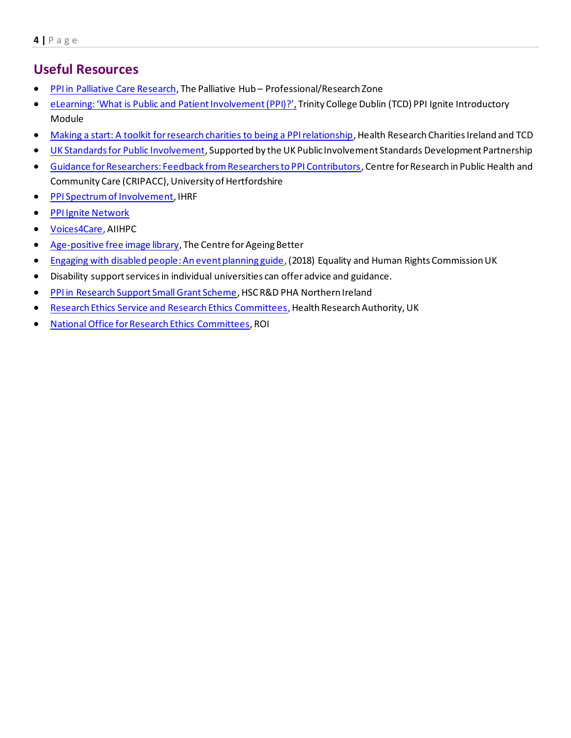## Useful Resources

- PPI in Palliative Care Research, The Palliative Hub – Professional/Research Zone
- eLearning: 'What is Public and Patient Involvement (PPI)?', Trinity College Dublin (TCD) PPI Ignite Introductory Module
- Making a start: A toolkit for research charities to being a PPI relationship, Health Research Charities Ireland and TCD
- UK Standards for Public Involvement, Supported by the UK Public Involvement Standards Development Partnership
- Guidance for Researchers: Feedback from Researchers to PPI Contributors, Centre for Research in Public Health and Community Care (CRIPACC), University of Hertfordshire
- PPI Spectrum of Involvement, IHRF
- PPI Ignite Network
- Voices4Care, AIIHPC
- Age-positive free image library, The Centre for Ageing Better
- Engaging with disabled people: An event planning guide, (2018) Equality and Human Rights Commission UK
- Disability support services in individual universities can offer advice and guidance.
- PPI in Research Support Small Grant Scheme, HSC R&D PHA Northern Ireland
- Research Ethics Service and Research Ethics Committees, Health Research Authority, UK
- National Office for Research Ethics Committees, ROI